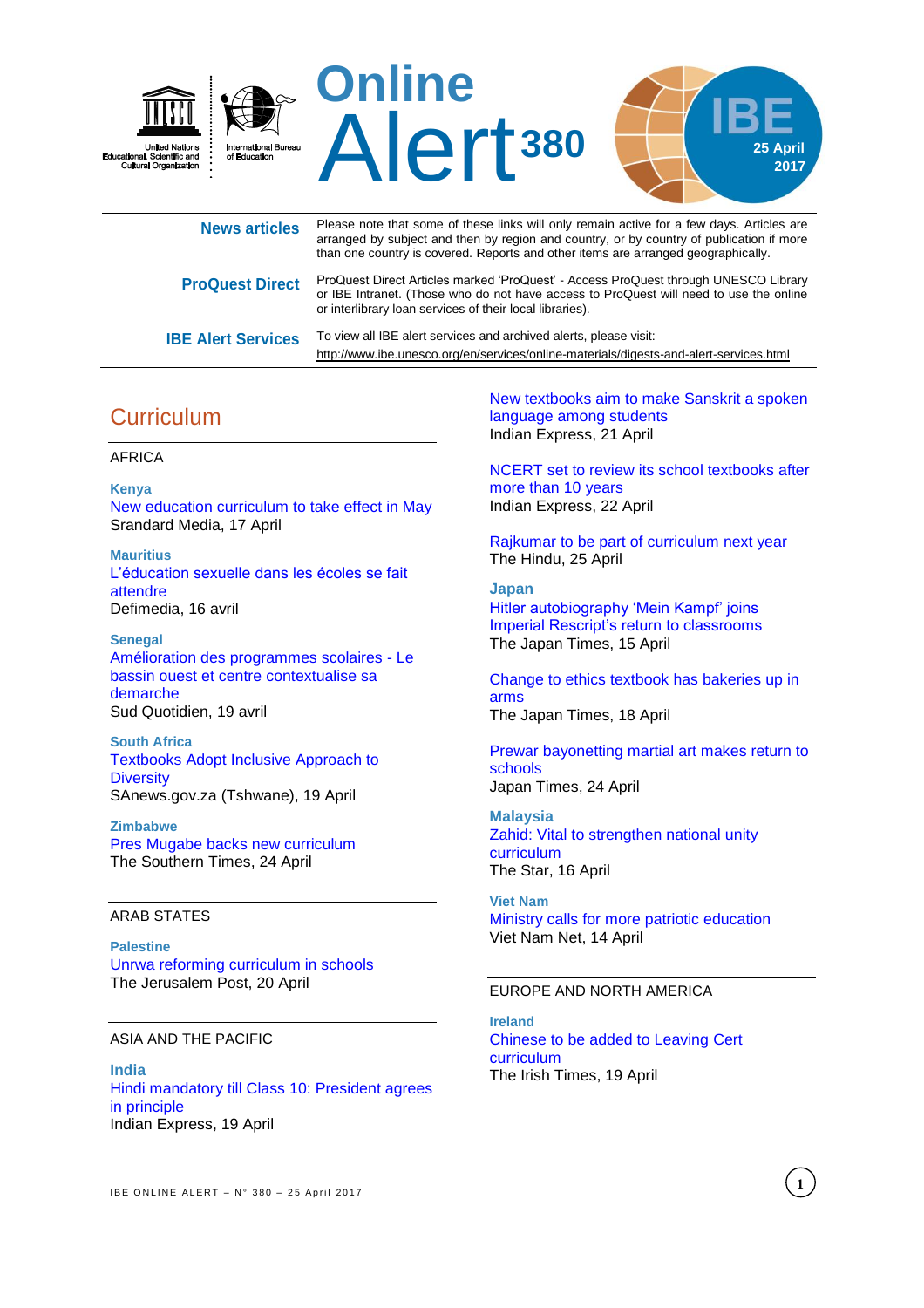United Nations Educational, Scientific and Cultural Organization

International Bureau of Education

# Online Alert 380

IBE 25 April 2017

| | |
|---|---|
| **News articles** | Please note that some of these links will only remain active for a few days. Articles are arranged by subject and then by region and country, or by country of publication if more than one country is covered. Reports and other items are arranged geographically. |
| **ProQuest Direct** | ProQuest Direct Articles marked 'ProQuest' - Access ProQuest through UNESCO Library or IBE Intranet. (Those who do not have access to ProQuest will need to use the online or interlibrary loan services of their local libraries). |
| **IBE Alert Services** | To view all IBE alert services and archived alerts, please visit: http://www.ibe.unesco.org/en/services/online-materials/digests-and-alert-services.html |

## Curriculum

### AFRICA

**Kenya**
New education curriculum to take effect in May
Srandard Media, 17 April

**Mauritius**
L'éducation sexuelle dans les écoles se fait attendre
Defimedia, 16 avril

**Senegal**
Amélioration des programmes scolaires - Le bassin ouest et centre contextualise sa demarche
Sud Quotidien, 19 avril

**South Africa**
Textbooks Adopt Inclusive Approach to Diversity
SAnews.gov.za (Tshwane), 19 April

**Zimbabwe**
Pres Mugabe backs new curriculum
The Southern Times, 24 April

### ARAB STATES

**Palestine**
Unrwa reforming curriculum in schools
The Jerusalem Post, 20 April

### ASIA AND THE PACIFIC

**India**
Hindi mandatory till Class 10: President agrees in principle
Indian Express, 19 April

New textbooks aim to make Sanskrit a spoken language among students
Indian Express, 21 April

NCERT set to review its school textbooks after more than 10 years
Indian Express, 22 April

Rajkumar to be part of curriculum next year
The Hindu, 25 April

**Japan**
Hitler autobiography 'Mein Kampf' joins Imperial Rescript's return to classrooms
The Japan Times, 15 April

Change to ethics textbook has bakeries up in arms
The Japan Times, 18 April

Prewar bayonetting martial art makes return to schools
Japan Times, 24 April

**Malaysia**
Zahid: Vital to strengthen national unity curriculum
The Star, 16 April

**Viet Nam**
Ministry calls for more patriotic education
Viet Nam Net, 14 April

### EUROPE AND NORTH AMERICA

**Ireland**
Chinese to be added to Leaving Cert curriculum
The Irish Times, 19 April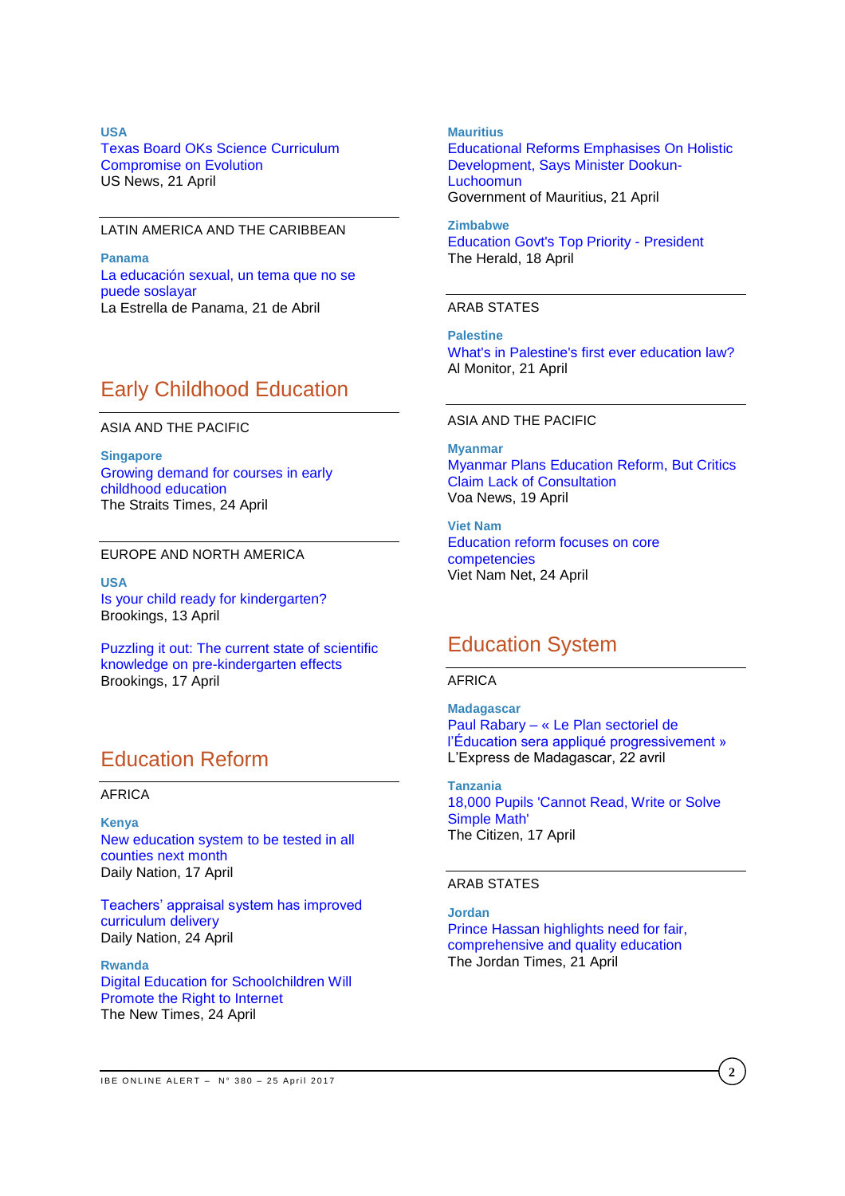**USA**
Texas Board OKs Science Curriculum Compromise on Evolution
US News, 21 April

LATIN AMERICA AND THE CARIBBEAN

**Panama**
La educación sexual, un tema que no se puede soslayar
La Estrella de Panama, 21 de Abril

## Early Childhood Education

ASIA AND THE PACIFIC

**Singapore**
Growing demand for courses in early childhood education
The Straits Times, 24 April

EUROPE AND NORTH AMERICA

**USA**
Is your child ready for kindergarten?
Brookings, 13 April

Puzzling it out: The current state of scientific knowledge on pre-kindergarten effects
Brookings, 17 April

## Education Reform

AFRICA

**Kenya**
New education system to be tested in all counties next month
Daily Nation, 17 April

Teachers' appraisal system has improved curriculum delivery
Daily Nation, 24 April

**Rwanda**
Digital Education for Schoolchildren Will Promote the Right to Internet
The New Times, 24 April

**Mauritius**
Educational Reforms Emphasises On Holistic Development, Says Minister Dookun-Luchoomun
Government of Mauritius, 21 April

**Zimbabwe**
Education Govt's Top Priority - President
The Herald, 18 April

ARAB STATES

**Palestine**
What's in Palestine's first ever education law?
Al Monitor, 21 April

ASIA AND THE PACIFIC

**Myanmar**
Myanmar Plans Education Reform, But Critics Claim Lack of Consultation
Voa News, 19 April

**Viet Nam**
Education reform focuses on core competencies
Viet Nam Net, 24 April

## Education System

AFRICA

**Madagascar**
Paul Rabary – « Le Plan sectoriel de l'Éducation sera appliqué progressivement »
L'Express de Madagascar, 22 avril

**Tanzania**
18,000 Pupils 'Cannot Read, Write or Solve Simple Math'
The Citizen, 17 April

ARAB STATES

**Jordan**
Prince Hassan highlights need for fair, comprehensive and quality education
The Jordan Times, 21 April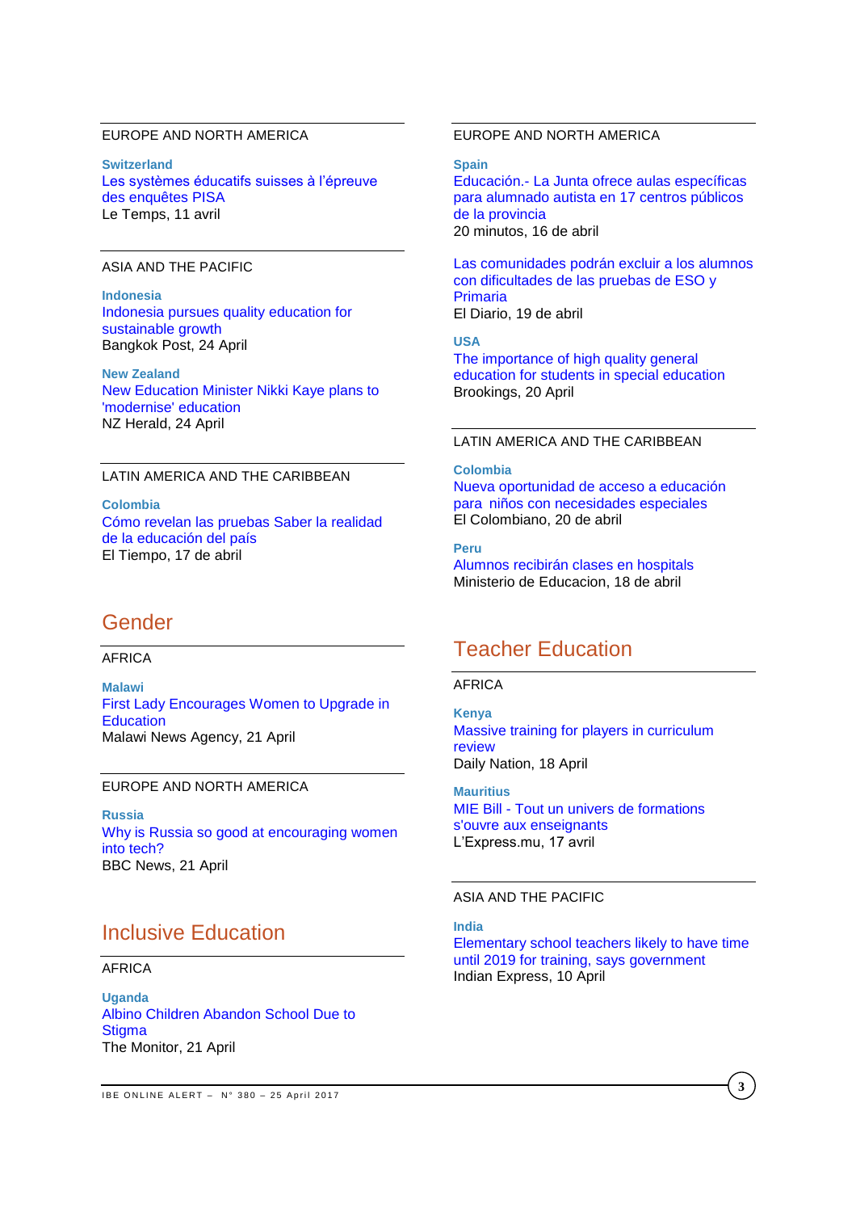EUROPE AND NORTH AMERICA

**Switzerland**
Les systèmes éducatifs suisses à l'épreuve des enquêtes PISA
Le Temps, 11 avril

ASIA AND THE PACIFIC

**Indonesia**
Indonesia pursues quality education for sustainable growth
Bangkok Post, 24 April

**New Zealand**
New Education Minister Nikki Kaye plans to 'modernise' education
NZ Herald, 24 April

LATIN AMERICA AND THE CARIBBEAN

**Colombia**
Cómo revelan las pruebas Saber la realidad de la educación del país
El Tiempo, 17 de abril

## Gender

AFRICA

**Malawi**
First Lady Encourages Women to Upgrade in Education
Malawi News Agency, 21 April

EUROPE AND NORTH AMERICA

**Russia**
Why is Russia so good at encouraging women into tech?
BBC News, 21 April

## Inclusive Education

AFRICA

**Uganda**
Albino Children Abandon School Due to Stigma
The Monitor, 21 April

EUROPE AND NORTH AMERICA

**Spain**
Educación.- La Junta ofrece aulas específicas para alumnado autista en 17 centros públicos de la provincia
20 minutos, 16 de abril

Las comunidades podrán excluir a los alumnos con dificultades de las pruebas de ESO y Primaria
El Diario, 19 de abril

**USA**
The importance of high quality general education for students in special education
Brookings, 20 April

LATIN AMERICA AND THE CARIBBEAN

**Colombia**
Nueva oportunidad de acceso a educación para niños con necesidades especiales
El Colombiano, 20 de abril

**Peru**
Alumnos recibirán clases en hospitals
Ministerio de Educacion, 18 de abril

## Teacher Education

AFRICA

**Kenya**
Massive training for players in curriculum review
Daily Nation, 18 April

**Mauritius**
MIE Bill - Tout un univers de formations s'ouvre aux enseignants
L'Express.mu, 17 avril

ASIA AND THE PACIFIC

**India**
Elementary school teachers likely to have time until 2019 for training, says government
Indian Express, 10 April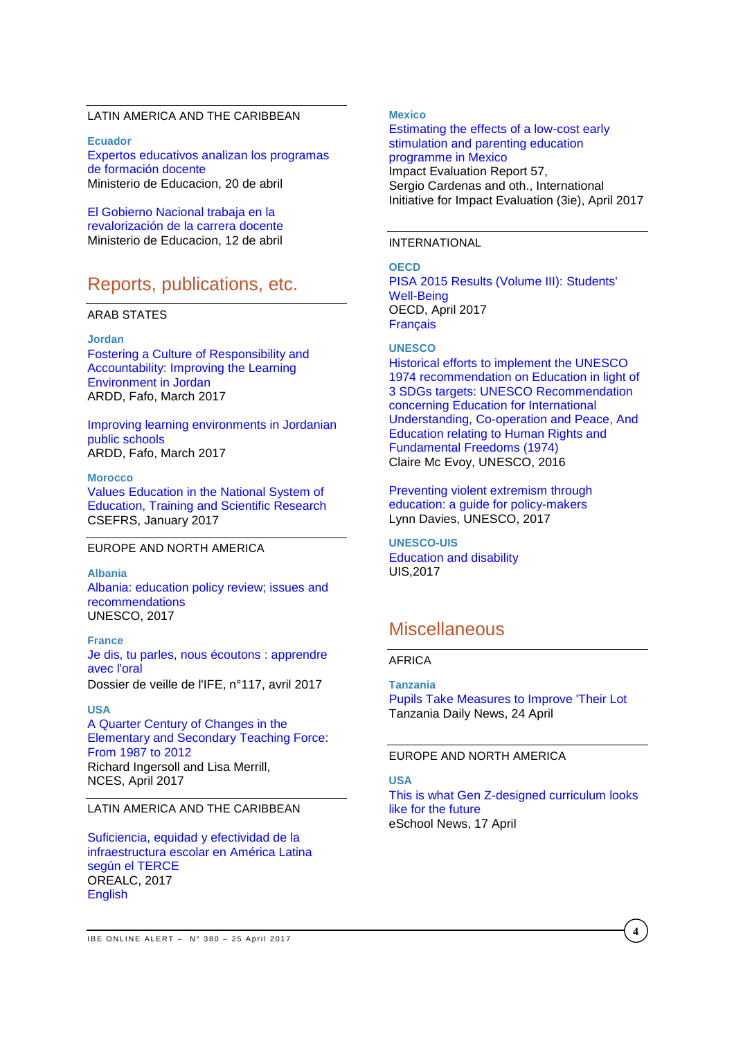LATIN AMERICA AND THE CARIBBEAN

**Ecuador**

Expertos educativos analizan los programas de formación docente
Ministerio de Educacion, 20 de abril

El Gobierno Nacional trabaja en la revalorización de la carrera docente
Ministerio de Educacion, 12 de abril

## Reports, publications, etc.

ARAB STATES

**Jordan**

Fostering a Culture of Responsibility and Accountability: Improving the Learning Environment in Jordan
ARDD, Fafo, March 2017

Improving learning environments in Jordanian public schools
ARDD, Fafo, March 2017

**Morocco**

Values Education in the National System of Education, Training and Scientific Research
CSEFRS, January 2017

EUROPE AND NORTH AMERICA

**Albania**

Albania: education policy review; issues and recommendations
UNESCO, 2017

**France**

Je dis, tu parles, nous écoutons : apprendre avec l'oral
Dossier de veille de l'IFE, n°117, avril 2017

**USA**

A Quarter Century of Changes in the Elementary and Secondary Teaching Force: From 1987 to 2012
Richard Ingersoll and Lisa Merrill,
NCES, April 2017

LATIN AMERICA AND THE CARIBBEAN

Suficiencia, equidad y efectividad de la infraestructura escolar en América Latina según el TERCE
OREALC, 2017
English

**Mexico**

Estimating the effects of a low-cost early stimulation and parenting education programme in Mexico
Impact Evaluation Report 57,
Sergio Cardenas and oth., International Initiative for Impact Evaluation (3ie), April 2017

INTERNATIONAL

**OECD**

PISA 2015 Results (Volume III): Students' Well-Being
OECD, April 2017
Français

**UNESCO**

Historical efforts to implement the UNESCO 1974 recommendation on Education in light of 3 SDGs targets: UNESCO Recommendation concerning Education for International Understanding, Co-operation and Peace, And Education relating to Human Rights and Fundamental Freedoms (1974)
Claire Mc Evoy, UNESCO, 2016

Preventing violent extremism through education: a guide for policy-makers
Lynn Davies, UNESCO, 2017

**UNESCO-UIS**

Education and disability
UIS,2017

## Miscellaneous

AFRICA

**Tanzania**

Pupils Take Measures to Improve 'Their Lot
Tanzania Daily News, 24 April

EUROPE AND NORTH AMERICA

**USA**

This is what Gen Z-designed curriculum looks like for the future
eSchool News, 17 April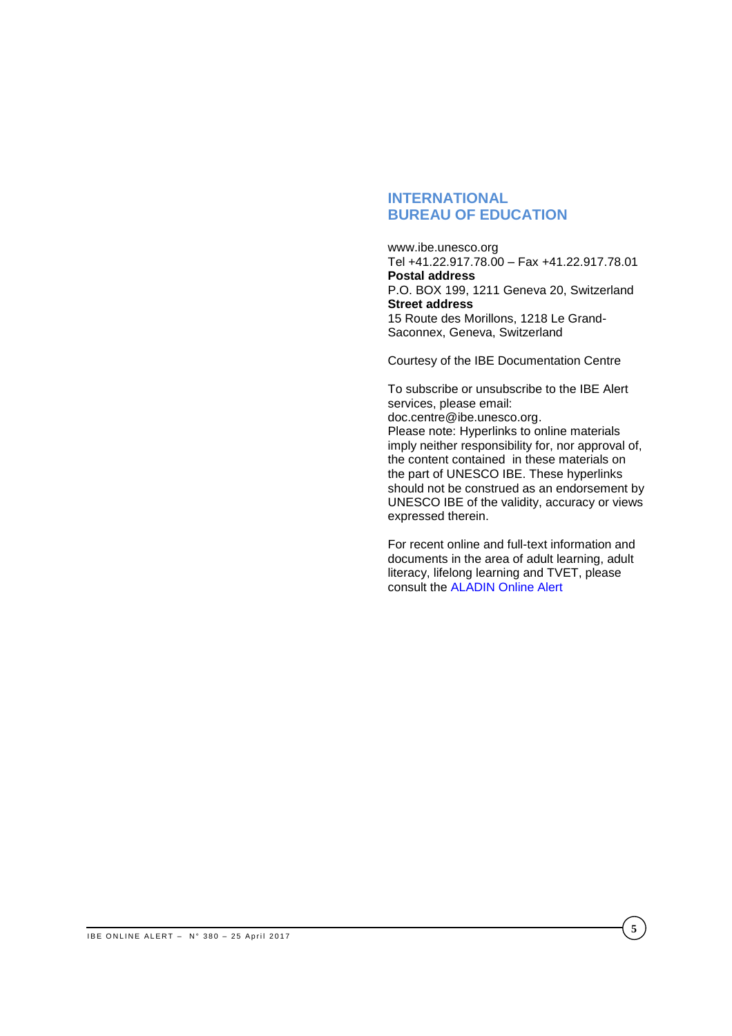## INTERNATIONAL BUREAU OF EDUCATION

www.ibe.unesco.org
Tel +41.22.917.78.00 – Fax +41.22.917.78.01
**Postal address**
P.O. BOX 199, 1211 Geneva 20, Switzerland
**Street address**
15 Route des Morillons, 1218 Le Grand-Saconnex, Geneva, Switzerland

Courtesy of the IBE Documentation Centre

To subscribe or unsubscribe to the IBE Alert services, please email:
doc.centre@ibe.unesco.org.
Please note: Hyperlinks to online materials imply neither responsibility for, nor approval of, the content contained in these materials on the part of UNESCO IBE. These hyperlinks should not be construed as an endorsement by UNESCO IBE of the validity, accuracy or views expressed therein.

For recent online and full-text information and documents in the area of adult learning, adult literacy, lifelong learning and TVET, please consult the ALADIN Online Alert